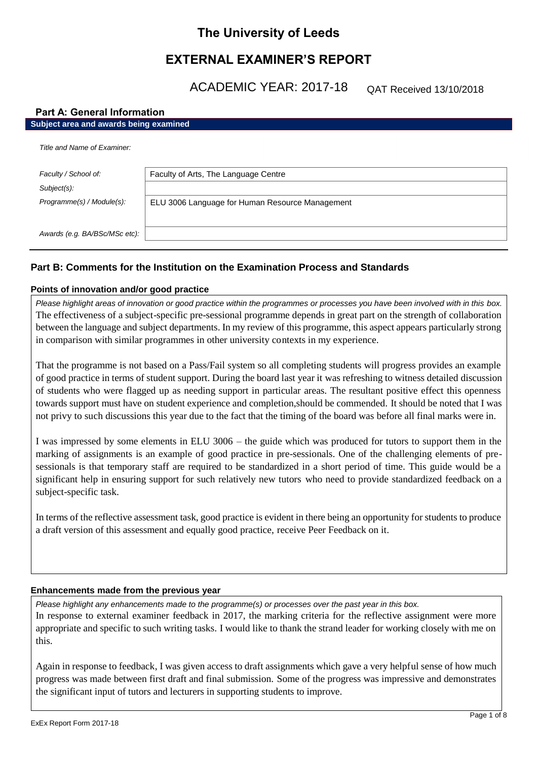# The University of Leeds

## EXTERNAL EXAMINER'S REPORT

ACADEMIC YEAR: 2017-18 QAT Received 13/10/2018

### Part A: General Information

**Subject area and awards being examined**

| | |
|---|---|
| *Title and Name of Examiner:* | |
| *Faculty / School of:* | Faculty of Arts, The Language Centre |
| *Subject(s):* | |
| *Programme(s) / Module(s):* | ELU 3006 Language for Human Resource Management |
| *Awards (e.g. BA/BSc/MSc etc):* | |

### Part B: Comments for the Institution on the Examination Process and Standards

#### Points of innovation and/or good practice

*Please highlight areas of innovation or good practice within the programmes or processes you have been involved with in this box.*

The effectiveness of a subject-specific pre-sessional programme depends in great part on the strength of collaboration between the language and subject departments. In my review of this programme, this aspect appears particularly strong in comparison with similar programmes in other university contexts in my experience.

That the programme is not based on a Pass/Fail system so all completing students will progress provides an example of good practice in terms of student support. During the board last year it was refreshing to witness detailed discussion of students who were flagged up as needing support in particular areas. The resultant positive effect this openness towards support must have on student experience and completion,should be commended. It should be noted that I was not privy to such discussions this year due to the fact that the timing of the board was before all final marks were in.

I was impressed by some elements in ELU 3006 – the guide which was produced for tutors to support them in the marking of assignments is an example of good practice in pre-sessionals. One of the challenging elements of pre-sessionals is that temporary staff are required to be standardized in a short period of time. This guide would be a significant help in ensuring support for such relatively new tutors who need to provide standardized feedback on a subject-specific task.

In terms of the reflective assessment task, good practice is evident in there being an opportunity for students to produce a draft version of this assessment and equally good practice, receive Peer Feedback on it.

#### Enhancements made from the previous year

*Please highlight any enhancements made to the programme(s) or processes over the past year in this box.*

In response to external examiner feedback in 2017, the marking criteria for the reflective assignment were more appropriate and specific to such writing tasks. I would like to thank the strand leader for working closely with me on this.

Again in response to feedback, I was given access to draft assignments which gave a very helpful sense of how much progress was made between first draft and final submission. Some of the progress was impressive and demonstrates the significant input of tutors and lecturers in supporting students to improve.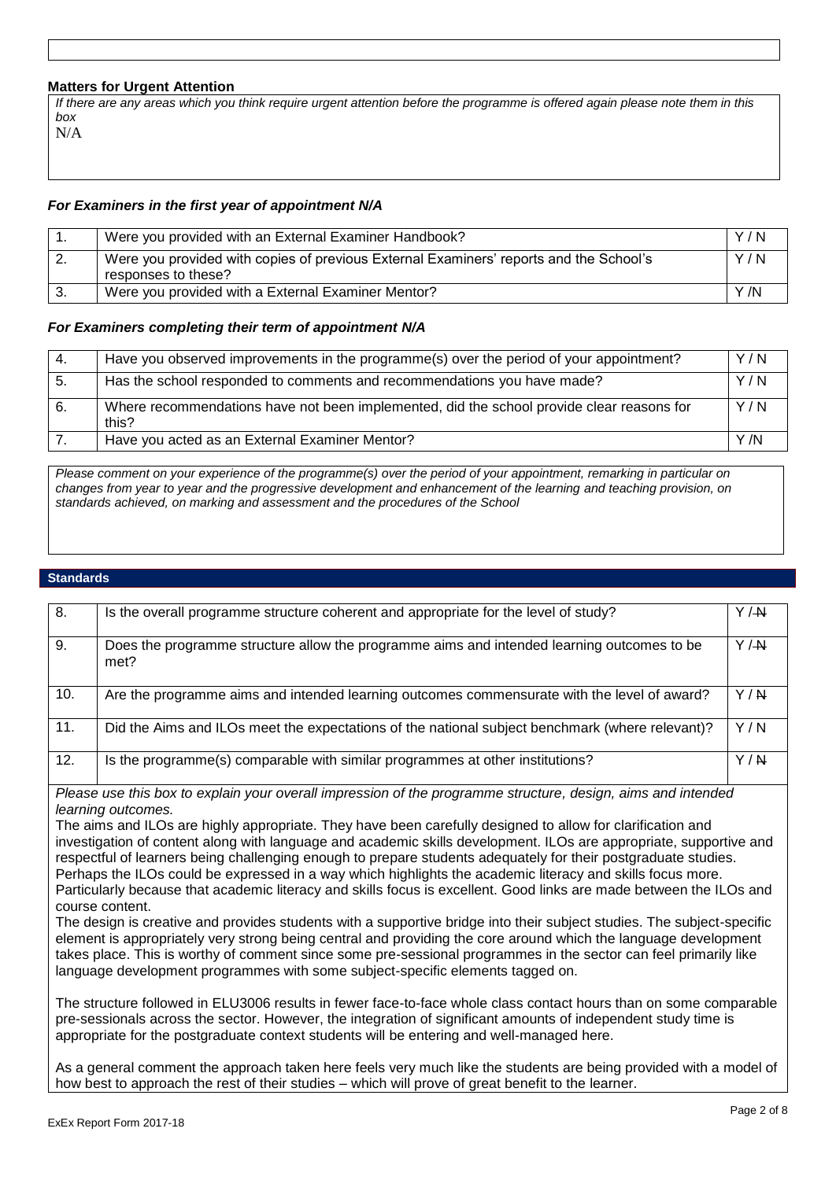### Matters for Urgent Attention

*If there are any areas which you think require urgent attention before the programme is offered again please note them in this box*

N/A

### *For Examiners in the first year of appointment N/A*

| | | |
|---|---|---|
| 1. | Were you provided with an External Examiner Handbook? | Y / N |
| 2. | Were you provided with copies of previous External Examiners' reports and the School's responses to these? | Y / N |
| 3. | Were you provided with a External Examiner Mentor? | Y /N |

### *For Examiners completing their term of appointment N/A*

| | | |
|---|---|---|
| 4. | Have you observed improvements in the programme(s) over the period of your appointment? | Y / N |
| 5. | Has the school responded to comments and recommendations you have made? | Y / N |
| 6. | Where recommendations have not been implemented, did the school provide clear reasons for this? | Y / N |
| 7. | Have you acted as an External Examiner Mentor? | Y /N |

*Please comment on your experience of the programme(s) over the period of your appointment, remarking in particular on changes from year to year and the progressive development and enhancement of the learning and teaching provision, on standards achieved, on marking and assessment and the procedures of the School*

## Standards

| | | |
|---|---|---|
| 8. | Is the overall programme structure coherent and appropriate for the level of study? | Y / ~~N~~ |
| 9. | Does the programme structure allow the programme aims and intended learning outcomes to be met? | Y / ~~N~~ |
| 10. | Are the programme aims and intended learning outcomes commensurate with the level of award? | Y / ~~N~~ |
| 11. | Did the Aims and ILOs meet the expectations of the national subject benchmark (where relevant)? | Y / N |
| 12. | Is the programme(s) comparable with similar programmes at other institutions? | Y / ~~N~~ |

*Please use this box to explain your overall impression of the programme structure, design, aims and intended learning outcomes.*

The aims and ILOs are highly appropriate. They have been carefully designed to allow for clarification and investigation of content along with language and academic skills development. ILOs are appropriate, supportive and respectful of learners being challenging enough to prepare students adequately for their postgraduate studies. Perhaps the ILOs could be expressed in a way which highlights the academic literacy and skills focus more. Particularly because that academic literacy and skills focus is excellent. Good links are made between the ILOs and course content.

The design is creative and provides students with a supportive bridge into their subject studies. The subject-specific element is appropriately very strong being central and providing the core around which the language development takes place. This is worthy of comment since some pre-sessional programmes in the sector can feel primarily like language development programmes with some subject-specific elements tagged on.

The structure followed in ELU3006 results in fewer face-to-face whole class contact hours than on some comparable pre-sessionals across the sector. However, the integration of significant amounts of independent study time is appropriate for the postgraduate context students will be entering and well-managed here.

As a general comment the approach taken here feels very much like the students are being provided with a model of how best to approach the rest of their studies – which will prove of great benefit to the learner.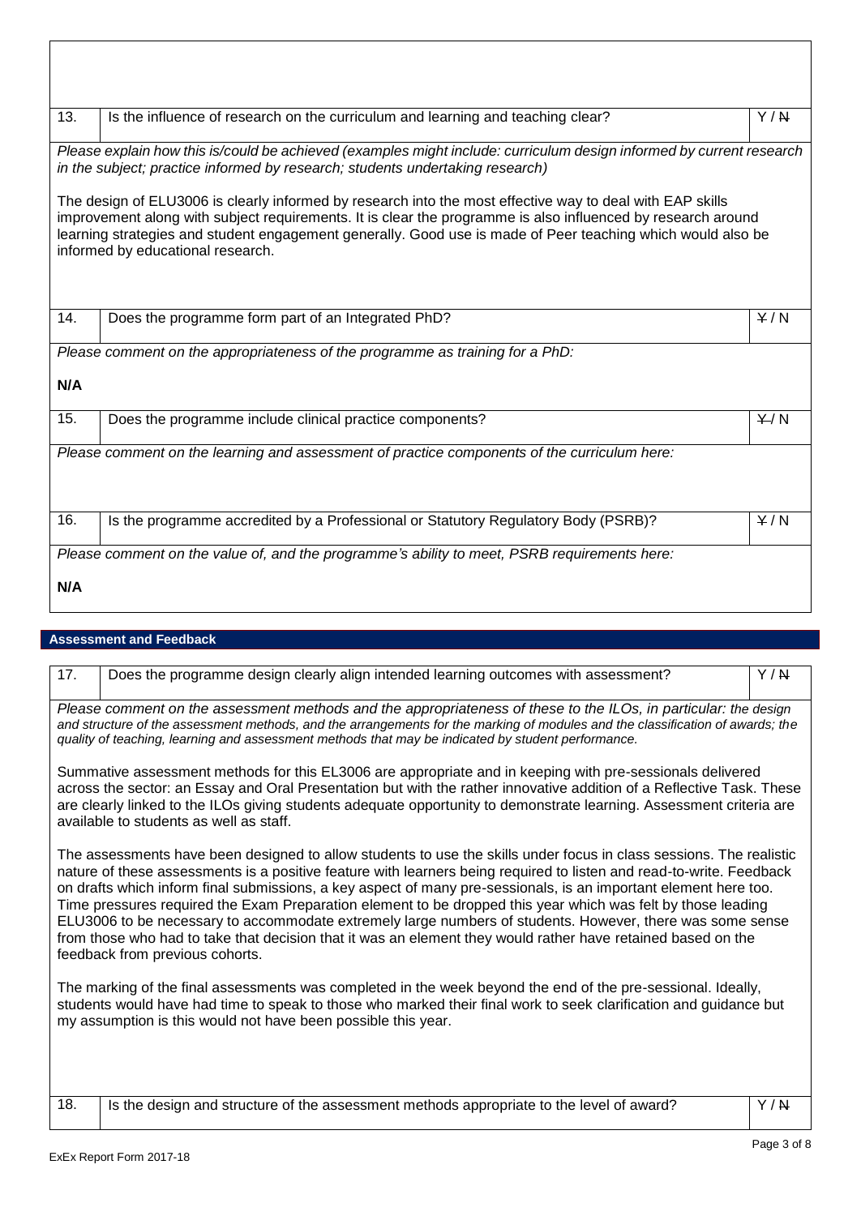| 13. | Is the influence of research on the curriculum and learning and teaching clear? | Y / ~~N~~ |
|---|---|---|

*Please explain how this is/could be achieved (examples might include: curriculum design informed by current research in the subject; practice informed by research; students undertaking research)*

The design of ELU3006 is clearly informed by research into the most effective way to deal with EAP skills improvement along with subject requirements. It is clear the programme is also influenced by research around learning strategies and student engagement generally. Good use is made of Peer teaching which would also be informed by educational research.

| 14. | Does the programme form part of an Integrated PhD? | ~~Y~~ / N |
|---|---|---|

*Please comment on the appropriateness of the programme as training for a PhD:*

**N/A**

| 15. | Does the programme include clinical practice components? | ~~Y~~ / N |
|---|---|---|

*Please comment on the learning and assessment of practice components of the curriculum here:*

| 16. | Is the programme accredited by a Professional or Statutory Regulatory Body (PSRB)? | ~~Y~~ / N |
|---|---|---|

*Please comment on the value of, and the programme's ability to meet, PSRB requirements here:*

**N/A**

## Assessment and Feedback

| 17. | Does the programme design clearly align intended learning outcomes with assessment? | Y / ~~N~~ |
|---|---|---|

*Please comment on the assessment methods and the appropriateness of these to the ILOs, in particular: the design and structure of the assessment methods, and the arrangements for the marking of modules and the classification of awards; the quality of teaching, learning and assessment methods that may be indicated by student performance.*

Summative assessment methods for this EL3006 are appropriate and in keeping with pre-sessionals delivered across the sector: an Essay and Oral Presentation but with the rather innovative addition of a Reflective Task. These are clearly linked to the ILOs giving students adequate opportunity to demonstrate learning. Assessment criteria are available to students as well as staff.

The assessments have been designed to allow students to use the skills under focus in class sessions. The realistic nature of these assessments is a positive feature with learners being required to listen and read-to-write. Feedback on drafts which inform final submissions, a key aspect of many pre-sessionals, is an important element here too. Time pressures required the Exam Preparation element to be dropped this year which was felt by those leading ELU3006 to be necessary to accommodate extremely large numbers of students. However, there was some sense from those who had to take that decision that it was an element they would rather have retained based on the feedback from previous cohorts.

The marking of the final assessments was completed in the week beyond the end of the pre-sessional. Ideally, students would have had time to speak to those who marked their final work to seek clarification and guidance but my assumption is this would not have been possible this year.

| 18. | Is the design and structure of the assessment methods appropriate to the level of award? | Y / ~~N~~ |
|---|---|---|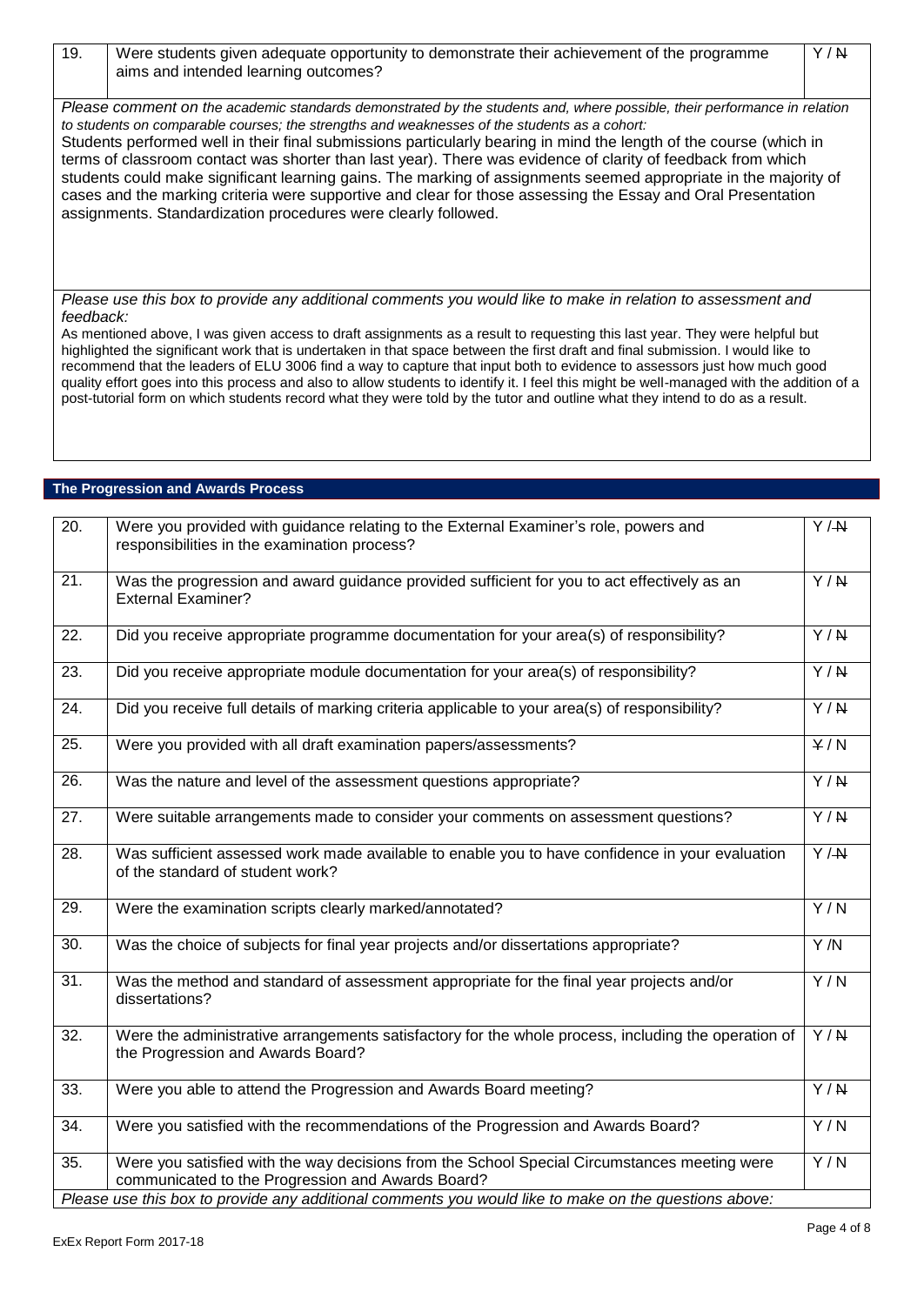| 19. | Were students given adequate opportunity to demonstrate their achievement of the programme aims and intended learning outcomes? | Y / ~~N~~ |
|---|---|---|

*Please comment on the academic standards demonstrated by the students and, where possible, their performance in relation to students on comparable courses; the strengths and weaknesses of the students as a cohort:*

Students performed well in their final submissions particularly bearing in mind the length of the course (which in terms of classroom contact was shorter than last year). There was evidence of clarity of feedback from which students could make significant learning gains. The marking of assignments seemed appropriate in the majority of cases and the marking criteria were supportive and clear for those assessing the Essay and Oral Presentation assignments. Standardization procedures were clearly followed.

*Please use this box to provide any additional comments you would like to make in relation to assessment and feedback:*

As mentioned above, I was given access to draft assignments as a result to requesting this last year. They were helpful but highlighted the significant work that is undertaken in that space between the first draft and final submission. I would like to recommend that the leaders of ELU 3006 find a way to capture that input both to evidence to assessors just how much good quality effort goes into this process and also to allow students to identify it. I feel this might be well-managed with the addition of a post-tutorial form on which students record what they were told by the tutor and outline what they intend to do as a result.

## The Progression and Awards Process

| | | |
|---|---|---|
| 20. | Were you provided with guidance relating to the External Examiner's role, powers and responsibilities in the examination process? | Y / ~~N~~ |
| 21. | Was the progression and award guidance provided sufficient for you to act effectively as an External Examiner? | Y / ~~N~~ |
| 22. | Did you receive appropriate programme documentation for your area(s) of responsibility? | Y / ~~N~~ |
| 23. | Did you receive appropriate module documentation for your area(s) of responsibility? | Y / ~~N~~ |
| 24. | Did you receive full details of marking criteria applicable to your area(s) of responsibility? | Y / ~~N~~ |
| 25. | Were you provided with all draft examination papers/assessments? | ~~Y~~ / N |
| 26. | Was the nature and level of the assessment questions appropriate? | Y / ~~N~~ |
| 27. | Were suitable arrangements made to consider your comments on assessment questions? | Y / ~~N~~ |
| 28. | Was sufficient assessed work made available to enable you to have confidence in your evaluation of the standard of student work? | Y / ~~N~~ |
| 29. | Were the examination scripts clearly marked/annotated? | Y / N |
| 30. | Was the choice of subjects for final year projects and/or dissertations appropriate? | Y /N |
| 31. | Was the method and standard of assessment appropriate for the final year projects and/or dissertations? | Y / N |
| 32. | Were the administrative arrangements satisfactory for the whole process, including the operation of the Progression and Awards Board? | Y / ~~N~~ |
| 33. | Were you able to attend the Progression and Awards Board meeting? | Y / ~~N~~ |
| 34. | Were you satisfied with the recommendations of the Progression and Awards Board? | Y / N |
| 35. | Were you satisfied with the way decisions from the School Special Circumstances meeting were communicated to the Progression and Awards Board? | Y / N |

*Please use this box to provide any additional comments you would like to make on the questions above:*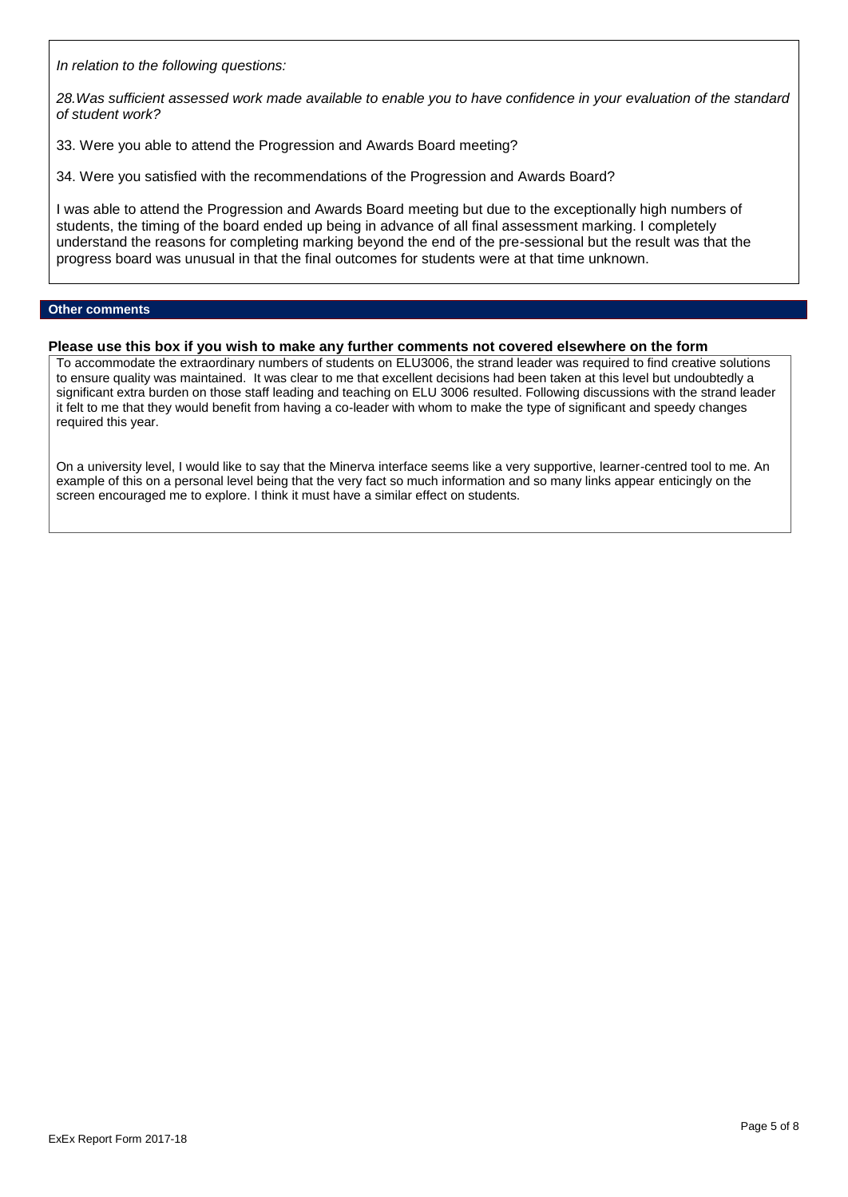*In relation to the following questions:*

*28.Was sufficient assessed work made available to enable you to have confidence in your evaluation of the standard of student work?*

33. Were you able to attend the Progression and Awards Board meeting?

34. Were you satisfied with the recommendations of the Progression and Awards Board?

I was able to attend the Progression and Awards Board meeting but due to the exceptionally high numbers of students, the timing of the board ended up being in advance of all final assessment marking. I completely understand the reasons for completing marking beyond the end of the pre-sessional but the result was that the progress board was unusual in that the final outcomes for students were at that time unknown.

## Other comments

**Please use this box if you wish to make any further comments not covered elsewhere on the form**

To accommodate the extraordinary numbers of students on ELU3006, the strand leader was required to find creative solutions to ensure quality was maintained. It was clear to me that excellent decisions had been taken at this level but undoubtedly a significant extra burden on those staff leading and teaching on ELU 3006 resulted. Following discussions with the strand leader it felt to me that they would benefit from having a co-leader with whom to make the type of significant and speedy changes required this year.

On a university level, I would like to say that the Minerva interface seems like a very supportive, learner-centred tool to me. An example of this on a personal level being that the very fact so much information and so many links appear enticingly on the screen encouraged me to explore. I think it must have a similar effect on students.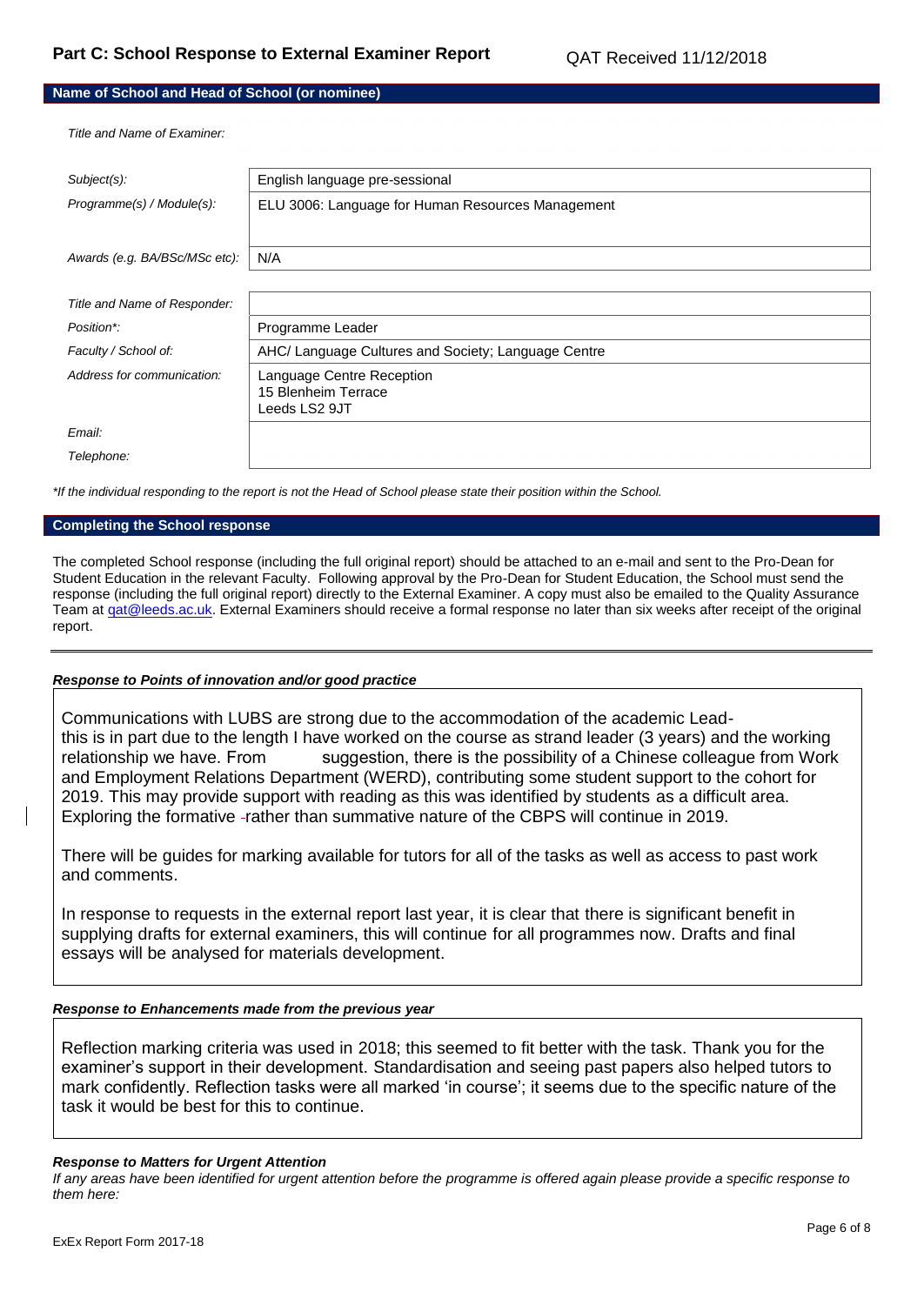## Part C: School Response to External Examiner Report

QAT Received 11/12/2018

### Name of School and Head of School (or nominee)

*Title and Name of Examiner:*

| | |
|---|---|
| *Subject(s):* | English language pre-sessional |
| *Programme(s) / Module(s):* | ELU 3006: Language for Human Resources Management |
| *Awards (e.g. BA/BSc/MSc etc):* | N/A |

| | |
|---|---|
| *Title and Name of Responder:* | |
| *Position\*:* | Programme Leader |
| *Faculty / School of:* | AHC/ Language Cultures and Society; Language Centre |
| *Address for communication:* | Language Centre Reception<br>15 Blenheim Terrace<br>Leeds LS2 9JT |
| *Email:* | |
| *Telephone:* | |

*\*If the individual responding to the report is not the Head of School please state their position within the School.*

### Completing the School response

The completed School response (including the full original report) should be attached to an e-mail and sent to the Pro-Dean for Student Education in the relevant Faculty. Following approval by the Pro-Dean for Student Education, the School must send the response (including the full original report) directly to the External Examiner. A copy must also be emailed to the Quality Assurance Team at qat@leeds.ac.uk. External Examiners should receive a formal response no later than six weeks after receipt of the original report.

#### *Response to Points of innovation and/or good practice*

Communications with LUBS are strong due to the accommodation of the academic Lead- this is in part due to the length I have worked on the course as strand leader (3 years) and the working relationship we have. From suggestion, there is the possibility of a Chinese colleague from Work and Employment Relations Department (WERD), contributing some student support to the cohort for 2019. This may provide support with reading as this was identified by students as a difficult area. Exploring the formative rather than summative nature of the CBPS will continue in 2019.

There will be guides for marking available for tutors for all of the tasks as well as access to past work and comments.

In response to requests in the external report last year, it is clear that there is significant benefit in supplying drafts for external examiners, this will continue for all programmes now. Drafts and final essays will be analysed for materials development.

#### *Response to Enhancements made from the previous year*

Reflection marking criteria was used in 2018; this seemed to fit better with the task. Thank you for the examiner's support in their development. Standardisation and seeing past papers also helped tutors to mark confidently. Reflection tasks were all marked 'in course'; it seems due to the specific nature of the task it would be best for this to continue.

#### *Response to Matters for Urgent Attention*

*If any areas have been identified for urgent attention before the programme is offered again please provide a specific response to them here:*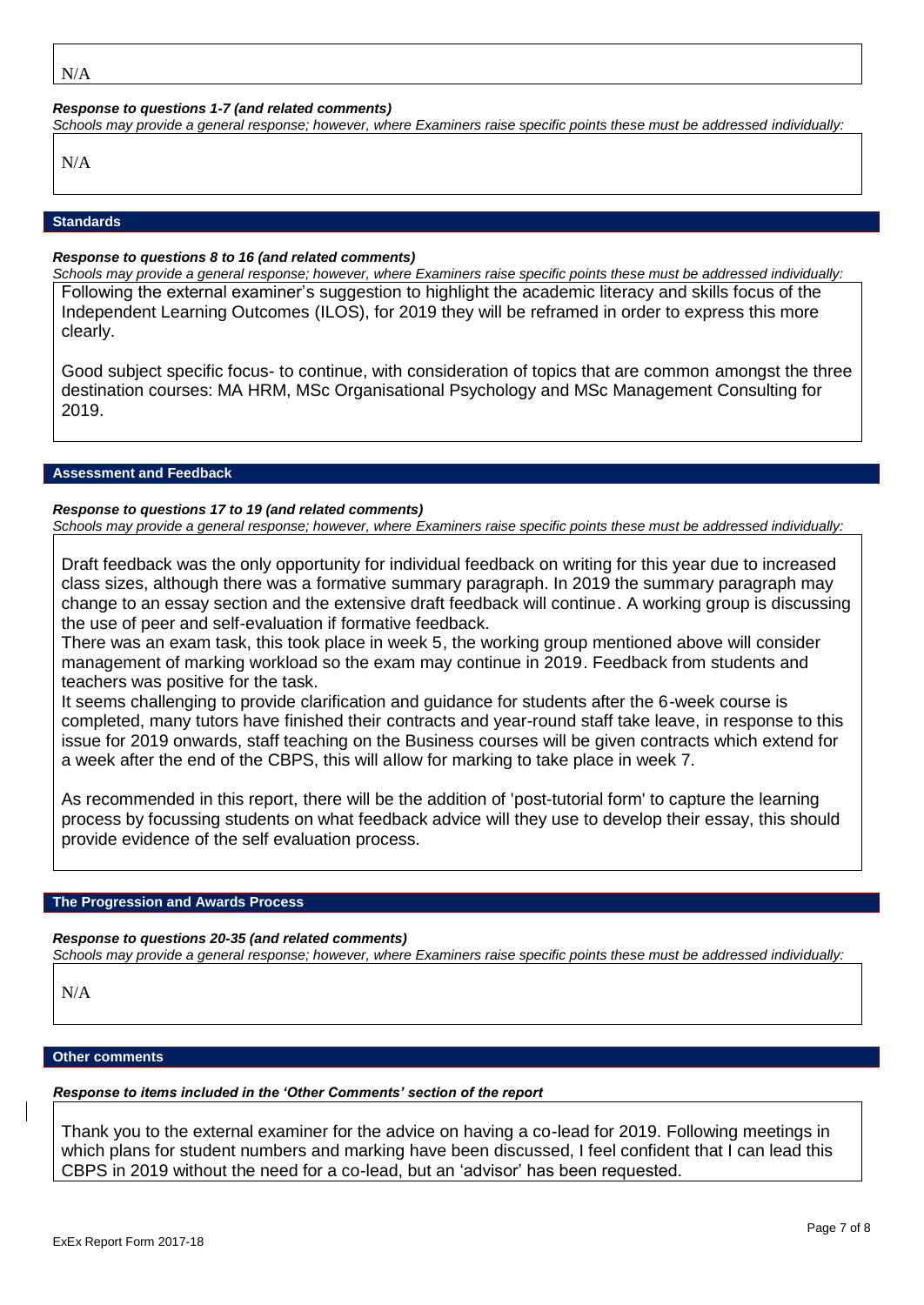N/A

***Response to questions 1-7 (and related comments)***

*Schools may provide a general response; however, where Examiners raise specific points these must be addressed individually:*

N/A

## Standards

***Response to questions 8 to 16 (and related comments)***

*Schools may provide a general response; however, where Examiners raise specific points these must be addressed individually:*

Following the external examiner's suggestion to highlight the academic literacy and skills focus of the Independent Learning Outcomes (ILOS), for 2019 they will be reframed in order to express this more clearly.

Good subject specific focus- to continue, with consideration of topics that are common amongst the three destination courses: MA HRM, MSc Organisational Psychology and MSc Management Consulting for 2019.

## Assessment and Feedback

***Response to questions 17 to 19 (and related comments)***

*Schools may provide a general response; however, where Examiners raise specific points these must be addressed individually:*

Draft feedback was the only opportunity for individual feedback on writing for this year due to increased class sizes, although there was a formative summary paragraph. In 2019 the summary paragraph may change to an essay section and the extensive draft feedback will continue. A working group is discussing the use of peer and self-evaluation if formative feedback.

There was an exam task, this took place in week 5, the working group mentioned above will consider management of marking workload so the exam may continue in 2019. Feedback from students and teachers was positive for the task.

It seems challenging to provide clarification and guidance for students after the 6-week course is completed, many tutors have finished their contracts and year-round staff take leave, in response to this issue for 2019 onwards, staff teaching on the Business courses will be given contracts which extend for a week after the end of the CBPS, this will allow for marking to take place in week 7.

As recommended in this report, there will be the addition of 'post-tutorial form' to capture the learning process by focussing students on what feedback advice will they use to develop their essay, this should provide evidence of the self evaluation process.

## The Progression and Awards Process

***Response to questions 20-35 (and related comments)***

*Schools may provide a general response; however, where Examiners raise specific points these must be addressed individually:*

N/A

## Other comments

***Response to items included in the 'Other Comments' section of the report***

Thank you to the external examiner for the advice on having a co-lead for 2019. Following meetings in which plans for student numbers and marking have been discussed, I feel confident that I can lead this CBPS in 2019 without the need for a co-lead, but an 'advisor' has been requested.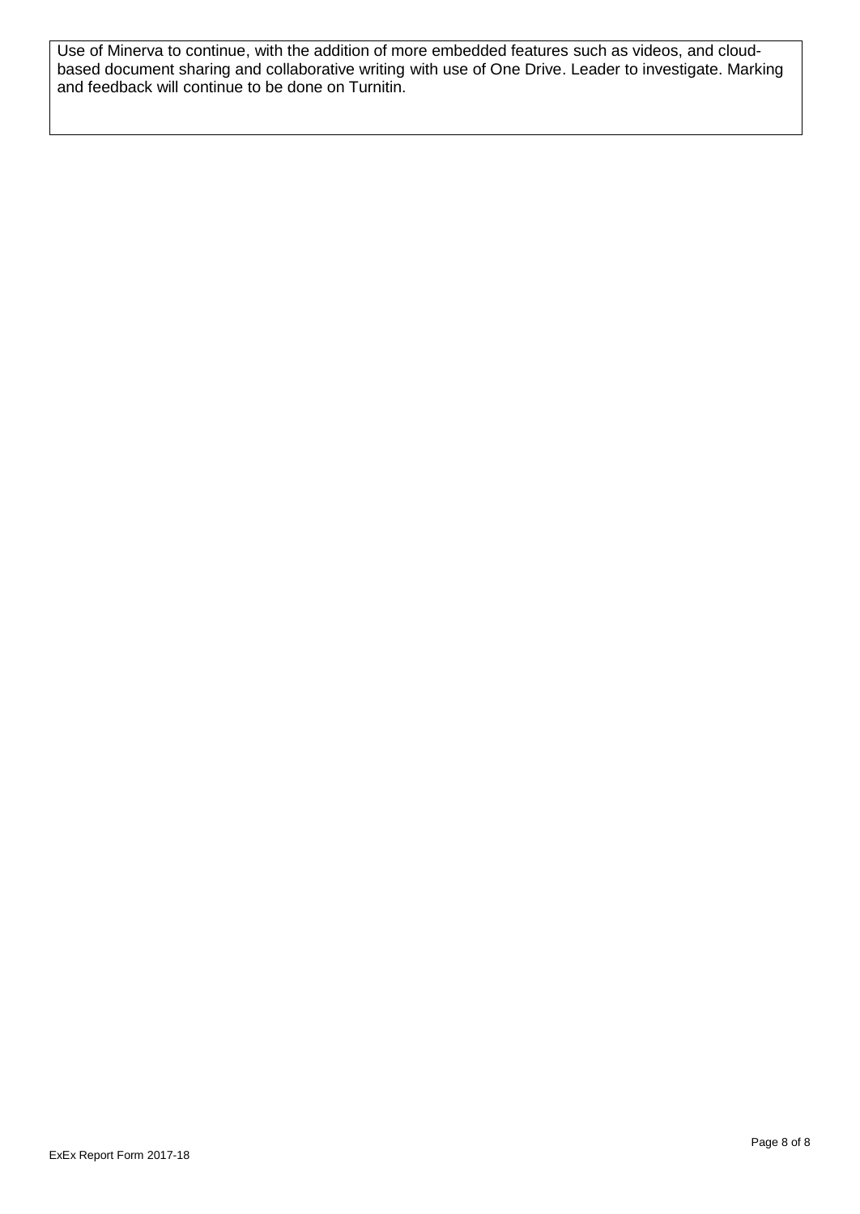Use of Minerva to continue, with the addition of more embedded features such as videos, and cloud-based document sharing and collaborative writing with use of One Drive. Leader to investigate. Marking and feedback will continue to be done on Turnitin.